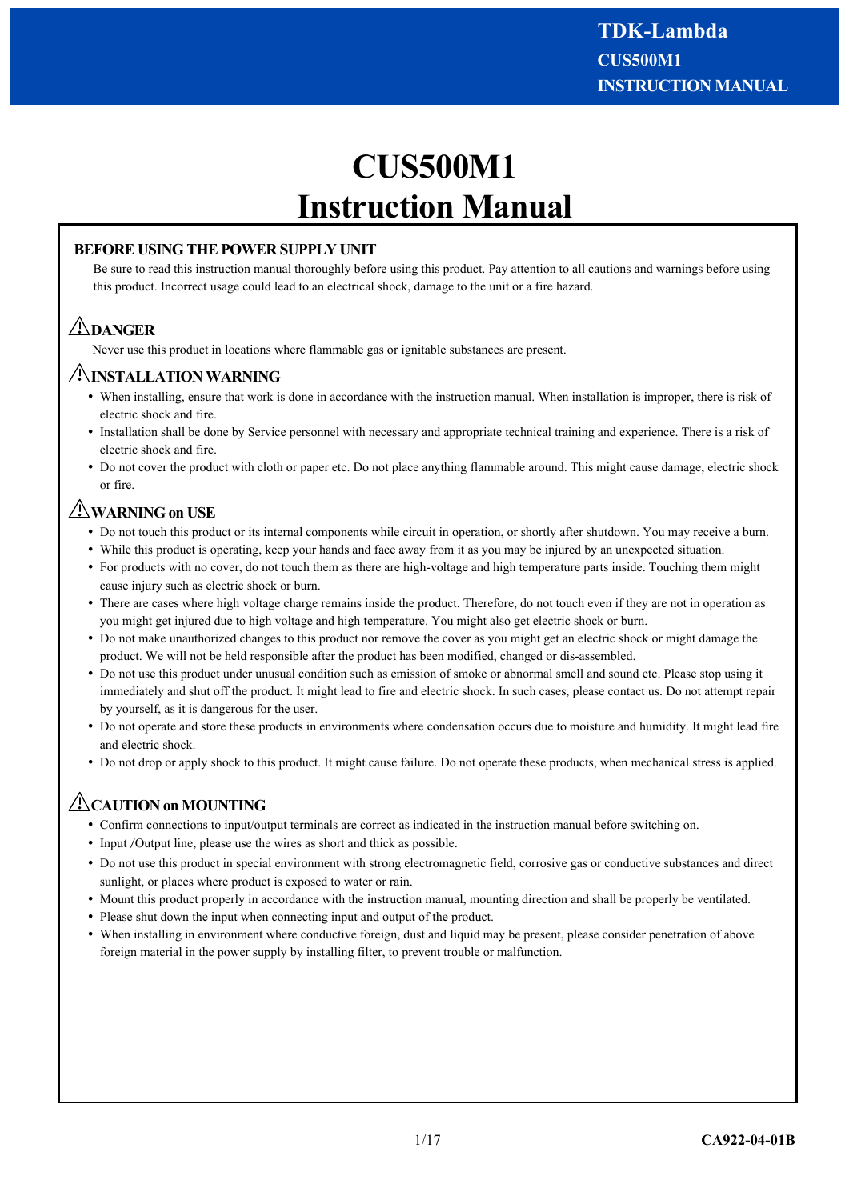# CUS500M1
# Instruction Manual

## BEFORE USING THE POWER SUPPLY UNIT

Be sure to read this instruction manual thoroughly before using this product. Pay attention to all cautions and warnings before using this product. Incorrect usage could lead to an electrical shock, damage to the unit or a fire hazard.

## ⚠DANGER

Never use this product in locations where flammable gas or ignitable substances are present.

## ⚠INSTALLATION WARNING

- When installing, ensure that work is done in accordance with the instruction manual. When installation is improper, there is risk of electric shock and fire.
- Installation shall be done by Service personnel with necessary and appropriate technical training and experience. There is a risk of electric shock and fire.
- Do not cover the product with cloth or paper etc. Do not place anything flammable around. This might cause damage, electric shock or fire.

## ⚠WARNING on USE

- Do not touch this product or its internal components while circuit in operation, or shortly after shutdown. You may receive a burn.
- While this product is operating, keep your hands and face away from it as you may be injured by an unexpected situation.
- For products with no cover, do not touch them as there are high-voltage and high temperature parts inside. Touching them might cause injury such as electric shock or burn.
- There are cases where high voltage charge remains inside the product. Therefore, do not touch even if they are not in operation as you might get injured due to high voltage and high temperature. You might also get electric shock or burn.
- Do not make unauthorized changes to this product nor remove the cover as you might get an electric shock or might damage the product. We will not be held responsible after the product has been modified, changed or dis-assembled.
- Do not use this product under unusual condition such as emission of smoke or abnormal smell and sound etc. Please stop using it immediately and shut off the product. It might lead to fire and electric shock. In such cases, please contact us. Do not attempt repair by yourself, as it is dangerous for the user.
- Do not operate and store these products in environments where condensation occurs due to moisture and humidity. It might lead fire and electric shock.
- Do not drop or apply shock to this product. It might cause failure. Do not operate these products, when mechanical stress is applied.

## ⚠CAUTION on MOUNTING

- Confirm connections to input/output terminals are correct as indicated in the instruction manual before switching on.
- Input /Output line, please use the wires as short and thick as possible.
- Do not use this product in special environment with strong electromagnetic field, corrosive gas or conductive substances and direct sunlight, or places where product is exposed to water or rain.
- Mount this product properly in accordance with the instruction manual, mounting direction and shall be properly be ventilated.
- Please shut down the input when connecting input and output of the product.
- When installing in environment where conductive foreign, dust and liquid may be present, please consider penetration of above foreign material in the power supply by installing filter, to prevent trouble or malfunction.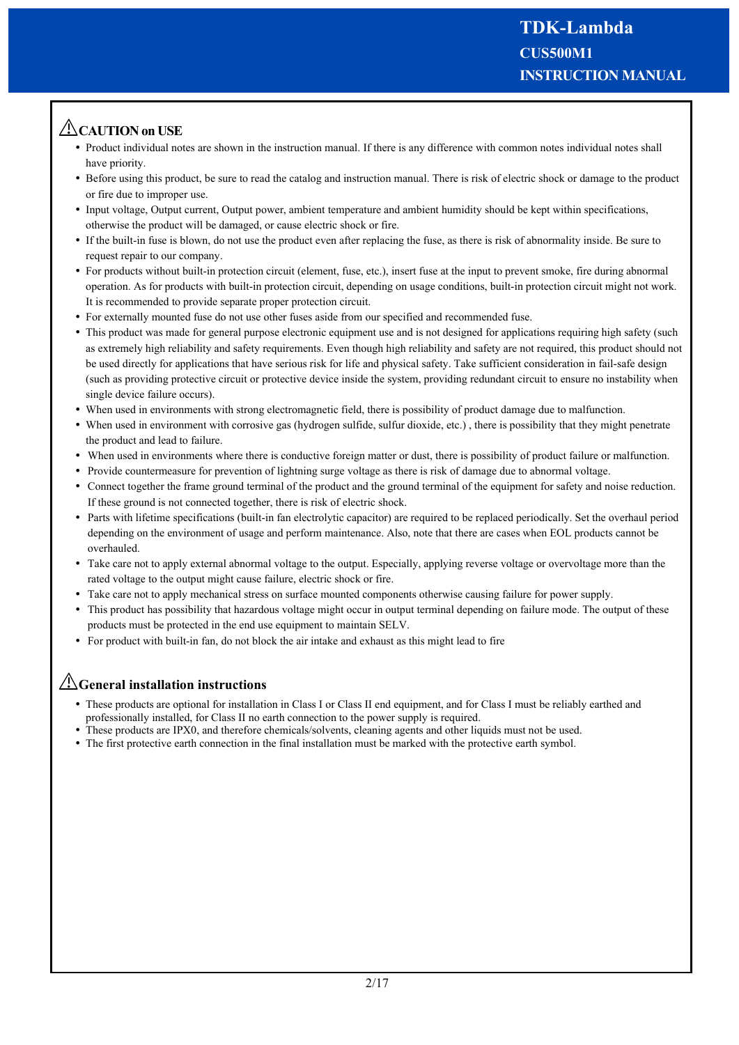## ⚠CAUTION on USE

- Product individual notes are shown in the instruction manual. If there is any difference with common notes individual notes shall have priority.
- Before using this product, be sure to read the catalog and instruction manual. There is risk of electric shock or damage to the product or fire due to improper use.
- Input voltage, Output current, Output power, ambient temperature and ambient humidity should be kept within specifications, otherwise the product will be damaged, or cause electric shock or fire.
- If the built-in fuse is blown, do not use the product even after replacing the fuse, as there is risk of abnormality inside. Be sure to request repair to our company.
- For products without built-in protection circuit (element, fuse, etc.), insert fuse at the input to prevent smoke, fire during abnormal operation. As for products with built-in protection circuit, depending on usage conditions, built-in protection circuit might not work. It is recommended to provide separate proper protection circuit.
- For externally mounted fuse do not use other fuses aside from our specified and recommended fuse.
- This product was made for general purpose electronic equipment use and is not designed for applications requiring high safety (such as extremely high reliability and safety requirements. Even though high reliability and safety are not required, this product should not be used directly for applications that have serious risk for life and physical safety. Take sufficient consideration in fail-safe design (such as providing protective circuit or protective device inside the system, providing redundant circuit to ensure no instability when single device failure occurs).
- When used in environments with strong electromagnetic field, there is possibility of product damage due to malfunction.
- When used in environment with corrosive gas (hydrogen sulfide, sulfur dioxide, etc.) , there is possibility that they might penetrate the product and lead to failure.
- When used in environments where there is conductive foreign matter or dust, there is possibility of product failure or malfunction.
- Provide countermeasure for prevention of lightning surge voltage as there is risk of damage due to abnormal voltage.
- Connect together the frame ground terminal of the product and the ground terminal of the equipment for safety and noise reduction. If these ground is not connected together, there is risk of electric shock.
- Parts with lifetime specifications (built-in fan electrolytic capacitor) are required to be replaced periodically. Set the overhaul period depending on the environment of usage and perform maintenance. Also, note that there are cases when EOL products cannot be overhauled.
- Take care not to apply external abnormal voltage to the output. Especially, applying reverse voltage or overvoltage more than the rated voltage to the output might cause failure, electric shock or fire.
- Take care not to apply mechanical stress on surface mounted components otherwise causing failure for power supply.
- This product has possibility that hazardous voltage might occur in output terminal depending on failure mode. The output of these products must be protected in the end use equipment to maintain SELV.
- For product with built-in fan, do not block the air intake and exhaust as this might lead to fire

## ⚠General installation instructions

- These products are optional for installation in Class I or Class II end equipment, and for Class I must be reliably earthed and professionally installed, for Class II no earth connection to the power supply is required.
- These products are IPX0, and therefore chemicals/solvents, cleaning agents and other liquids must not be used.
- The first protective earth connection in the final installation must be marked with the protective earth symbol.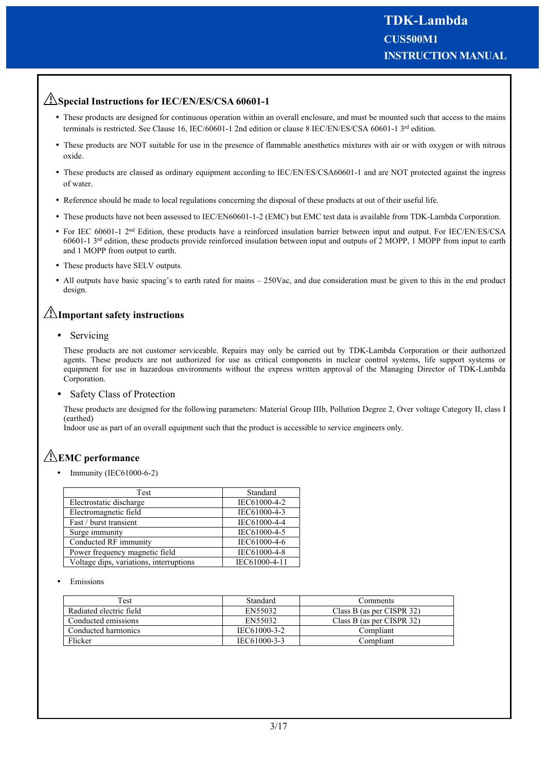## ⚠Special Instructions for IEC/EN/ES/CSA 60601-1

- These products are designed for continuous operation within an overall enclosure, and must be mounted such that access to the mains terminals is restricted. See Clause 16, IEC/60601-1 2nd edition or clause 8 IEC/EN/ES/CSA 60601-1 3rd edition.
- These products are NOT suitable for use in the presence of flammable anesthetics mixtures with air or with oxygen or with nitrous oxide.
- These products are classed as ordinary equipment according to IEC/EN/ES/CSA60601-1 and are NOT protected against the ingress of water.
- Reference should be made to local regulations concerning the disposal of these products at out of their useful life.
- These products have not been assessed to IEC/EN60601-1-2 (EMC) but EMC test data is available from TDK-Lambda Corporation.
- For IEC 60601-1 2nd Edition, these products have a reinforced insulation barrier between input and output. For IEC/EN/ES/CSA 60601-1 3rd edition, these products provide reinforced insulation between input and outputs of 2 MOPP, 1 MOPP from input to earth and 1 MOPP from output to earth.
- These products have SELV outputs.
- All outputs have basic spacing's to earth rated for mains – 250Vac, and due consideration must be given to this in the end product design.

## ⚠Important safety instructions

- Servicing

These products are not customer serviceable. Repairs may only be carried out by TDK-Lambda Corporation or their authorized agents. These products are not authorized for use as critical components in nuclear control systems, life support systems or equipment for use in hazardous environments without the express written approval of the Managing Director of TDK-Lambda Corporation.

- Safety Class of Protection

These products are designed for the following parameters: Material Group IIIb, Pollution Degree 2, Over voltage Category II, class I (earthed)
Indoor use as part of an overall equipment such that the product is accessible to service engineers only.

## ⚠EMC performance

- Immunity (IEC61000-6-2)

| Test | Standard |
|---|---|
| Electrostatic discharge | IEC61000-4-2 |
| Electromagnetic field | IEC61000-4-3 |
| Fast / burst transient | IEC61000-4-4 |
| Surge immunity | IEC61000-4-5 |
| Conducted RF immunity | IEC61000-4-6 |
| Power frequency magnetic field | IEC61000-4-8 |
| Voltage dips, variations, interruptions | IEC61000-4-11 |

- Emissions

| Test | Standard | Comments |
|---|---|---|
| Radiated electric field | EN55032 | Class B (as per CISPR 32) |
| Conducted emissions | EN55032 | Class B (as per CISPR 32) |
| Conducted harmonics | IEC61000-3-2 | Compliant |
| Flicker | IEC61000-3-3 | Compliant |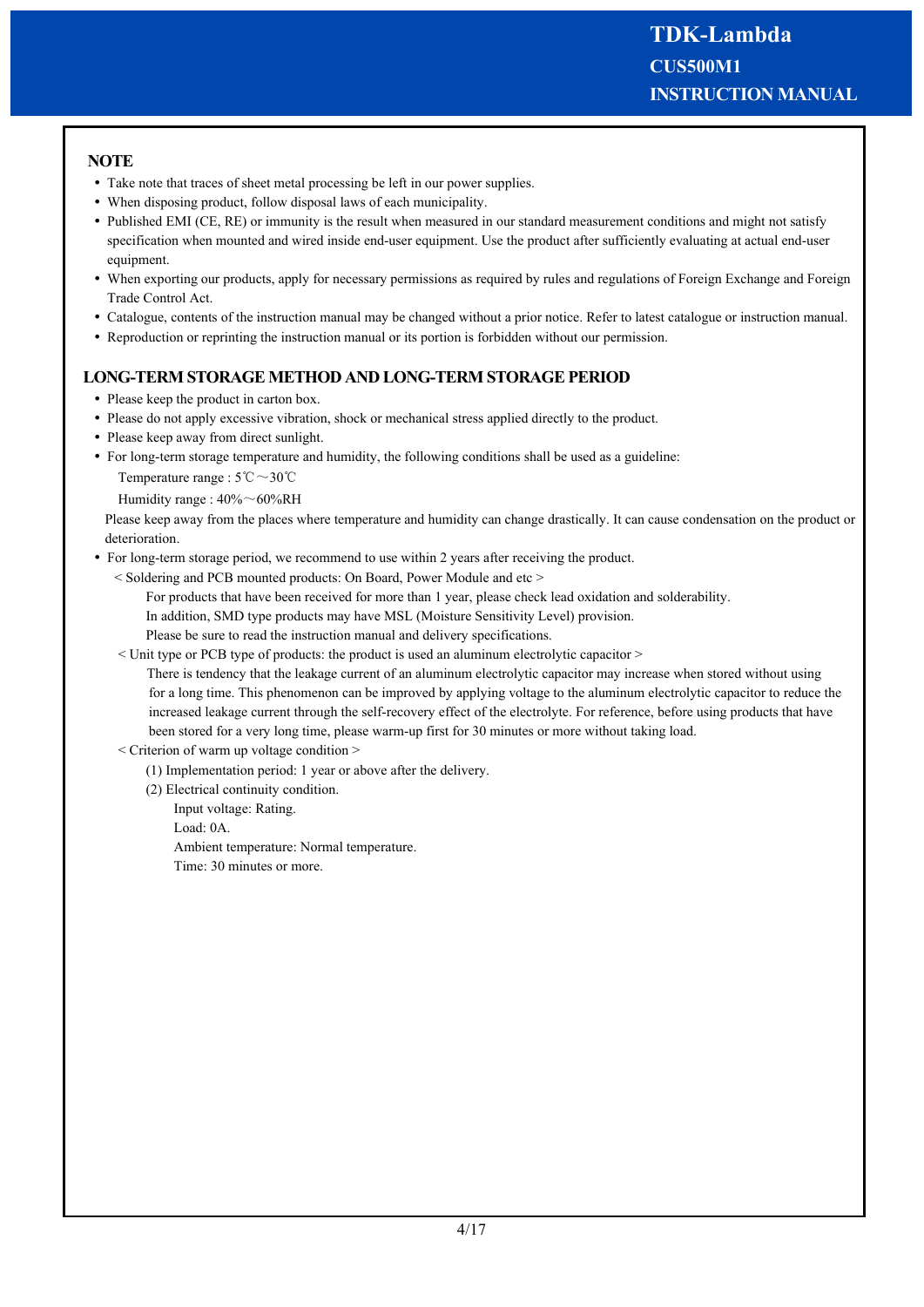## NOTE

- Take note that traces of sheet metal processing be left in our power supplies.
- When disposing product, follow disposal laws of each municipality.
- Published EMI (CE, RE) or immunity is the result when measured in our standard measurement conditions and might not satisfy specification when mounted and wired inside end-user equipment. Use the product after sufficiently evaluating at actual end-user equipment.
- When exporting our products, apply for necessary permissions as required by rules and regulations of Foreign Exchange and Foreign Trade Control Act.
- Catalogue, contents of the instruction manual may be changed without a prior notice. Refer to latest catalogue or instruction manual.
- Reproduction or reprinting the instruction manual or its portion is forbidden without our permission.

## LONG-TERM STORAGE METHOD AND LONG-TERM STORAGE PERIOD

- Please keep the product in carton box.
- Please do not apply excessive vibration, shock or mechanical stress applied directly to the product.
- Please keep away from direct sunlight.
- For long-term storage temperature and humidity, the following conditions shall be used as a guideline:

  Temperature range : 5℃～30℃

  Humidity range : 40%～60%RH

  Please keep away from the places where temperature and humidity can change drastically. It can cause condensation on the product or deterioration.
- For long-term storage period, we recommend to use within 2 years after receiving the product.

  < Soldering and PCB mounted products: On Board, Power Module and etc >

  For products that have been received for more than 1 year, please check lead oxidation and solderability.
  In addition, SMD type products may have MSL (Moisture Sensitivity Level) provision.
  Please be sure to read the instruction manual and delivery specifications.

  < Unit type or PCB type of products: the product is used an aluminum electrolytic capacitor >

  There is tendency that the leakage current of an aluminum electrolytic capacitor may increase when stored without using for a long time. This phenomenon can be improved by applying voltage to the aluminum electrolytic capacitor to reduce the increased leakage current through the self-recovery effect of the electrolyte. For reference, before using products that have been stored for a very long time, please warm-up first for 30 minutes or more without taking load.

  < Criterion of warm up voltage condition >

  (1) Implementation period: 1 year or above after the delivery.

  (2) Electrical continuity condition.

  Input voltage: Rating.
  Load: 0A.
  Ambient temperature: Normal temperature.
  Time: 30 minutes or more.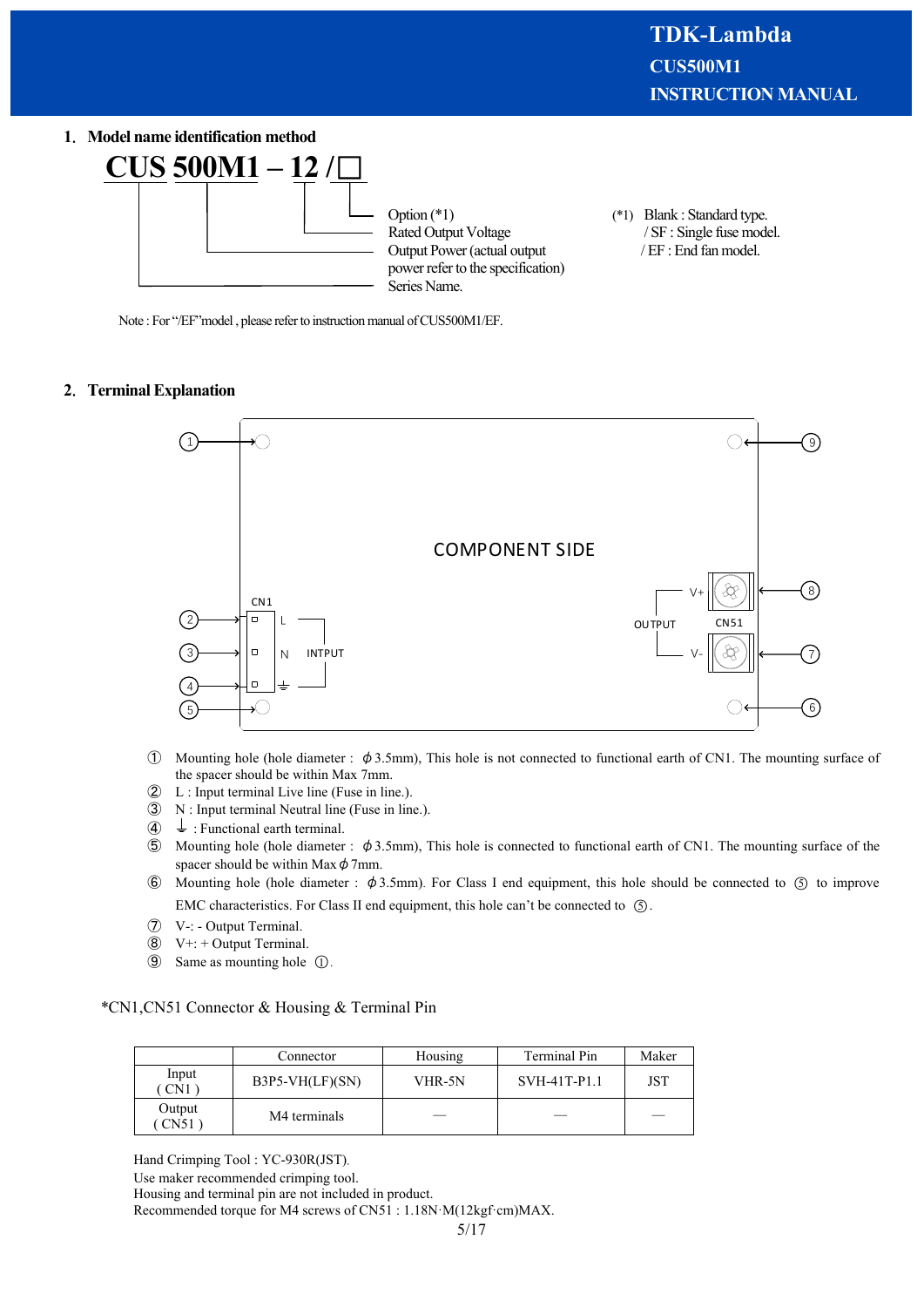## 1. Model name identification method

**CUS 500M1 – 12 /□**

- Option (*1)
- Rated Output Voltage
- Output Power (actual output power refer to the specification)
- Series Name.

(*1) Blank : Standard type.
/ SF : Single fuse model.
/ EF : End fan model.

Note : For "/EF"model , please refer to instruction manual of CUS500M1/EF.

## 2. Terminal Explanation

COMPONENT SIDE

CN1: L, N, ⏚ — INTPUT

CN51: V+, V- — OUTPUT

① Mounting hole (hole diameter : ϕ3.5mm), This hole is not connected to functional earth of CN1. The mounting surface of the spacer should be within Max 7mm.
② L : Input terminal Live line (Fuse in line.).
③ N : Input terminal Neutral line (Fuse in line.).
④ ⏚ : Functional earth terminal.
⑤ Mounting hole (hole diameter : ϕ3.5mm), This hole is connected to functional earth of CN1. The mounting surface of the spacer should be within Max ϕ7mm.
⑥ Mounting hole (hole diameter : ϕ3.5mm). For Class I end equipment, this hole should be connected to ⑤ to improve EMC characteristics. For Class II end equipment, this hole can't be connected to ⑤.
⑦ V-: - Output Terminal.
⑧ V+: + Output Terminal.
⑨ Same as mounting hole ①.

*CN1,CN51 Connector & Housing & Terminal Pin

| | Connector | Housing | Terminal Pin | Maker |
|---|---|---|---|---|
| Input ( CN1 ) | B3P5-VH(LF)(SN) | VHR-5N | SVH-41T-P1.1 | JST |
| Output ( CN51 ) | M4 terminals | — | — | — |

Hand Crimping Tool : YC-930R(JST).
Use maker recommended crimping tool.
Housing and terminal pin are not included in product.
Recommended torque for M4 screws of CN51 : 1.18N·M(12kgf·cm)MAX.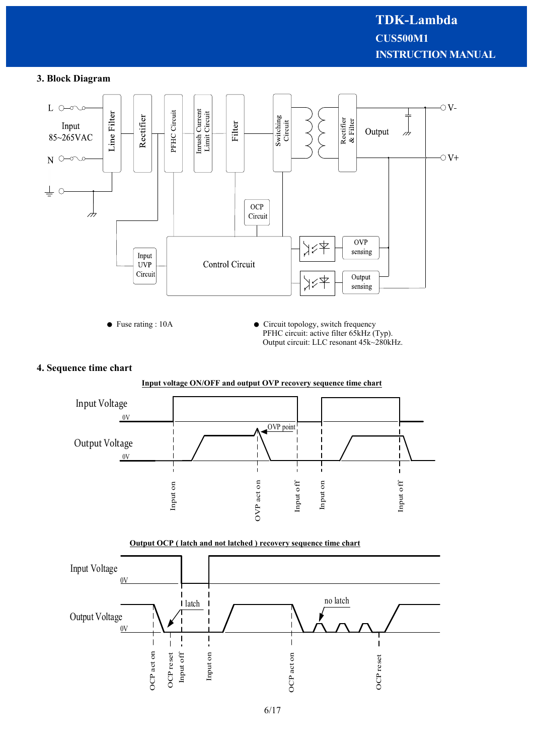## 3. Block Diagram

- Fuse rating : 10A
- Circuit topology, switch frequency
  PFHC circuit: active filter 65kHz (Typ).
  Output circuit: LLC resonant 45k~280kHz.

## 4. Sequence time chart

**Input voltage ON/OFF and output OVP recovery sequence time chart**

**Output OCP ( latch and not latched ) recovery sequence time chart**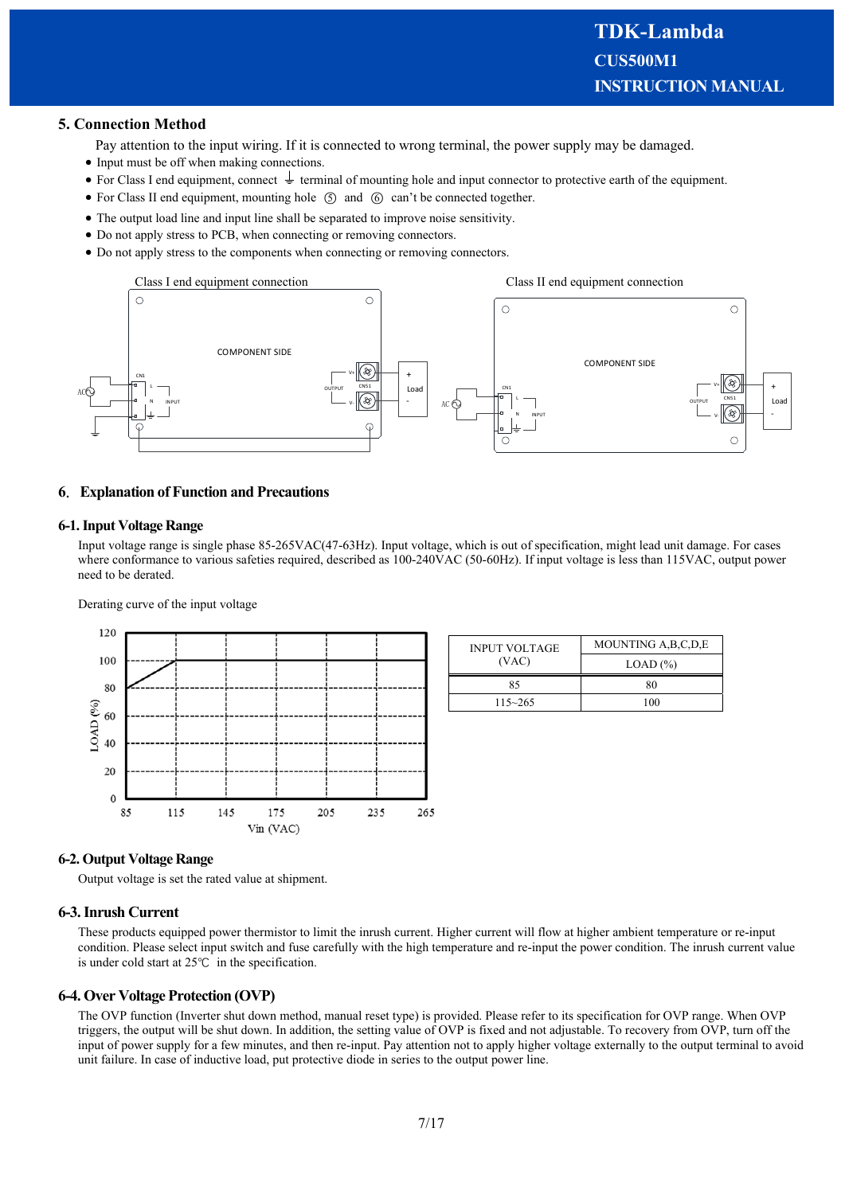## 5. Connection Method

Pay attention to the input wiring. If it is connected to wrong terminal, the power supply may be damaged.

- Input must be off when making connections.
- For Class I end equipment, connect ⏚ terminal of mounting hole and input connector to protective earth of the equipment.
- For Class II end equipment, mounting hole ⑤ and ⑥ can't be connected together.
- The output load line and input line shall be separated to improve noise sensitivity.
- Do not apply stress to PCB, when connecting or removing connectors.
- Do not apply stress to the components when connecting or removing connectors.

Class I end equipment connection

Class II end equipment connection

## 6. Explanation of Function and Precautions

### 6-1. Input Voltage Range

Input voltage range is single phase 85-265VAC(47-63Hz). Input voltage, which is out of specification, might lead unit damage. For cases where conformance to various safeties required, described as 100-240VAC (50-60Hz). If input voltage is less than 115VAC, output power need to be derated.

Derating curve of the input voltage

| INPUT VOLTAGE (VAC) | MOUNTING A,B,C,D,E |
|---|---|
| | LOAD (%) |
| 85 | 80 |
| 115~265 | 100 |

### 6-2. Output Voltage Range

Output voltage is set the rated value at shipment.

### 6-3. Inrush Current

These products equipped power thermistor to limit the inrush current. Higher current will flow at higher ambient temperature or re-input condition. Please select input switch and fuse carefully with the high temperature and re-input the power condition. The inrush current value is under cold start at 25℃ in the specification.

### 6-4. Over Voltage Protection (OVP)

The OVP function (Inverter shut down method, manual reset type) is provided. Please refer to its specification for OVP range. When OVP triggers, the output will be shut down. In addition, the setting value of OVP is fixed and not adjustable. To recovery from OVP, turn off the input of power supply for a few minutes, and then re-input. Pay attention not to apply higher voltage externally to the output terminal to avoid unit failure. In case of inductive load, put protective diode in series to the output power line.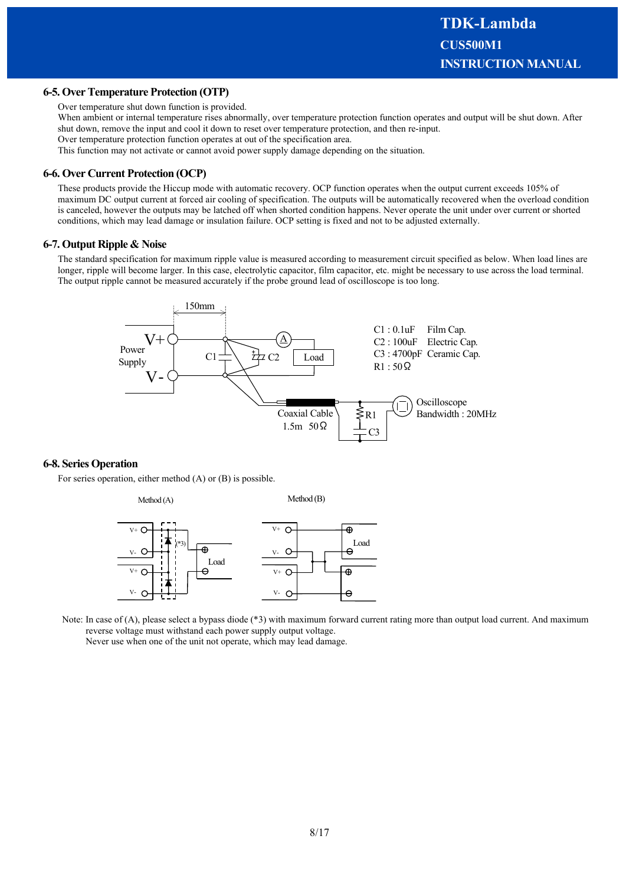## 6-5. Over Temperature Protection (OTP)

Over temperature shut down function is provided.
When ambient or internal temperature rises abnormally, over temperature protection function operates and output will be shut down. After shut down, remove the input and cool it down to reset over temperature protection, and then re-input.
Over temperature protection function operates at out of the specification area.
This function may not activate or cannot avoid power supply damage depending on the situation.

## 6-6. Over Current Protection (OCP)

These products provide the Hiccup mode with automatic recovery. OCP function operates when the output current exceeds 105% of maximum DC output current at forced air cooling of specification. The outputs will be automatically recovered when the overload condition is canceled, however the outputs may be latched off when shorted condition happens. Never operate the unit under over current or shorted conditions, which may lead damage or insulation failure. OCP setting is fixed and not to be adjusted externally.

## 6-7. Output Ripple & Noise

The standard specification for maximum ripple value is measured according to measurement circuit specified as below. When load lines are longer, ripple will become larger. In this case, electrolytic capacitor, film capacitor, etc. might be necessary to use across the load terminal. The output ripple cannot be measured accurately if the probe ground lead of oscilloscope is too long.

C1 : 0.1uF Film Cap.
C2 : 100uF Electric Cap.
C3 : 4700pF Ceramic Cap.
R1 : 50Ω

Coaxial Cable 1.5m 50Ω

Oscilloscope Bandwidth : 20MHz

## 6-8. Series Operation

For series operation, either method (A) or (B) is possible.

Method (A) Method (B)

Note: In case of (A), please select a bypass diode (*3) with maximum forward current rating more than output load current. And maximum reverse voltage must withstand each power supply output voltage.
Never use when one of the unit not operate, which may lead damage.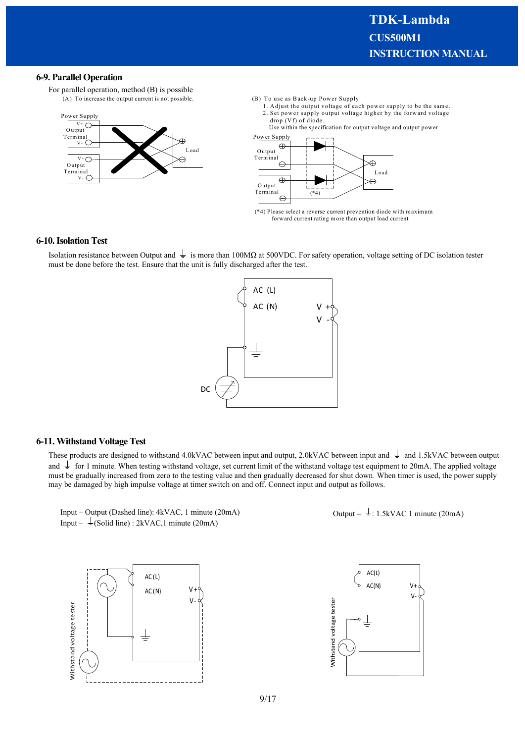## 6-9. Parallel Operation

For parallel operation, method (B) is possible

(A) To increase the output current is not possible.

(B) To use as Back-up Power Supply

1. Adjust the output voltage of each power supply to be the same.
2. Set power supply output voltage higher by the forward voltage drop (Vf) of diode.

Use within the specification for output voltage and output power.

(*4) Please select a reverse current prevention diode with maximum forward current rating more than output load current

## 6-10. Isolation Test

Isolation resistance between Output and ⏚ is more than 100MΩ at 500VDC. For safety operation, voltage setting of DC isolation tester must be done before the test. Ensure that the unit is fully discharged after the test.

## 6-11. Withstand Voltage Test

These products are designed to withstand 4.0kVAC between input and output, 2.0kVAC between input and ⏚ and 1.5kVAC between output and ⏚ for 1 minute. When testing withstand voltage, set current limit of the withstand voltage test equipment to 20mA. The applied voltage must be gradually increased from zero to the testing value and then gradually decreased for shut down. When timer is used, the power supply may be damaged by high impulse voltage at timer switch on and off. Connect input and output as follows.

Input – Output (Dashed line): 4kVAC, 1 minute (20mA)
Input – ⏚(Solid line) : 2kVAC,1 minute (20mA)

Output – ⏚: 1.5kVAC 1 minute (20mA)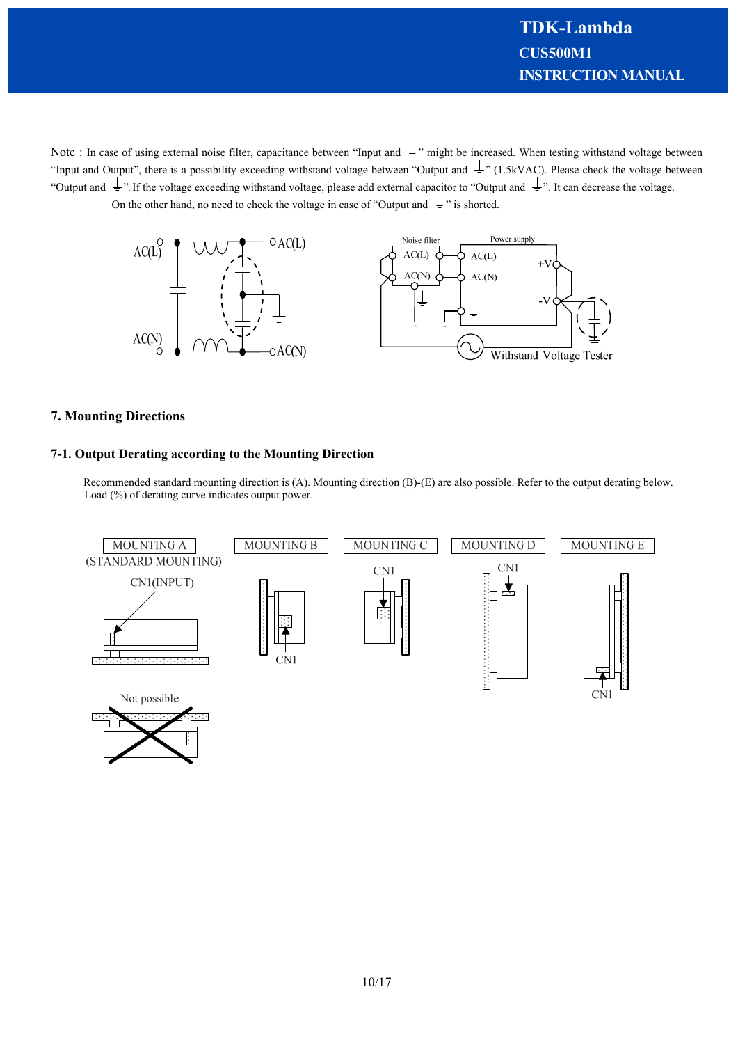Note : In case of using external noise filter, capacitance between “Input and ⏚” might be increased. When testing withstand voltage between “Input and Output”, there is a possibility exceeding withstand voltage between “Output and ⏚” (1.5kVAC). Please check the voltage between “Output and ⏚”. If the voltage exceeding withstand voltage, please add external capacitor to “Output and ⏚”. It can decrease the voltage.
On the other hand, no need to check the voltage in case of “Output and ⏚” is shorted.

## 7. Mounting Directions

### 7-1. Output Derating according to the Mounting Direction

Recommended standard mounting direction is (A). Mounting direction (B)-(E) are also possible. Refer to the output derating below.
Load (%) of derating curve indicates output power.

MOUNTING A (STANDARD MOUNTING) | MOUNTING B | MOUNTING C | MOUNTING D | MOUNTING E

Not possible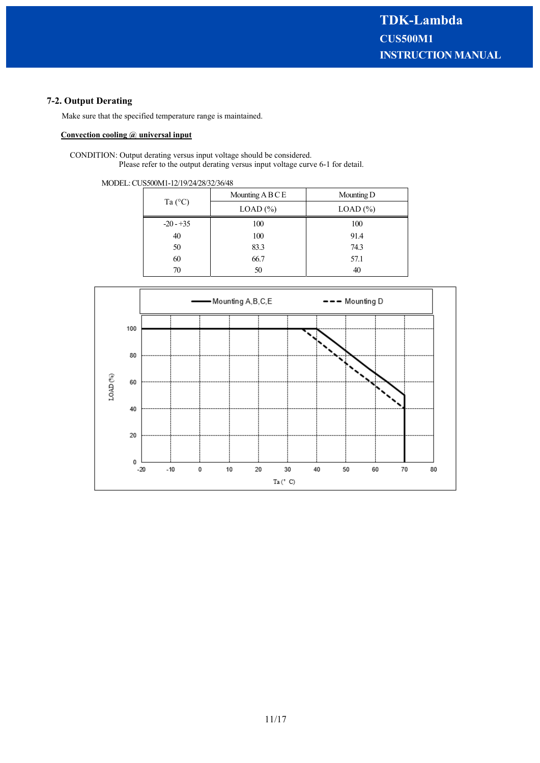## 7-2. Output Derating

Make sure that the specified temperature range is maintained.

**Convection cooling @ universal input**

CONDITION: Output derating versus input voltage should be considered.
Please refer to the output derating versus input voltage curve 6-1 for detail.

MODEL: CUS500M1-12/19/24/28/32/36/48

| Ta (°C) | Mounting A B C E | Mounting D |
|---|---|---|
| | LOAD (%) | LOAD (%) |
| -20 - +35 | 100 | 100 |
| 40 | 100 | 91.4 |
| 50 | 83.3 | 74.3 |
| 60 | 66.7 | 57.1 |
| 70 | 50 | 40 |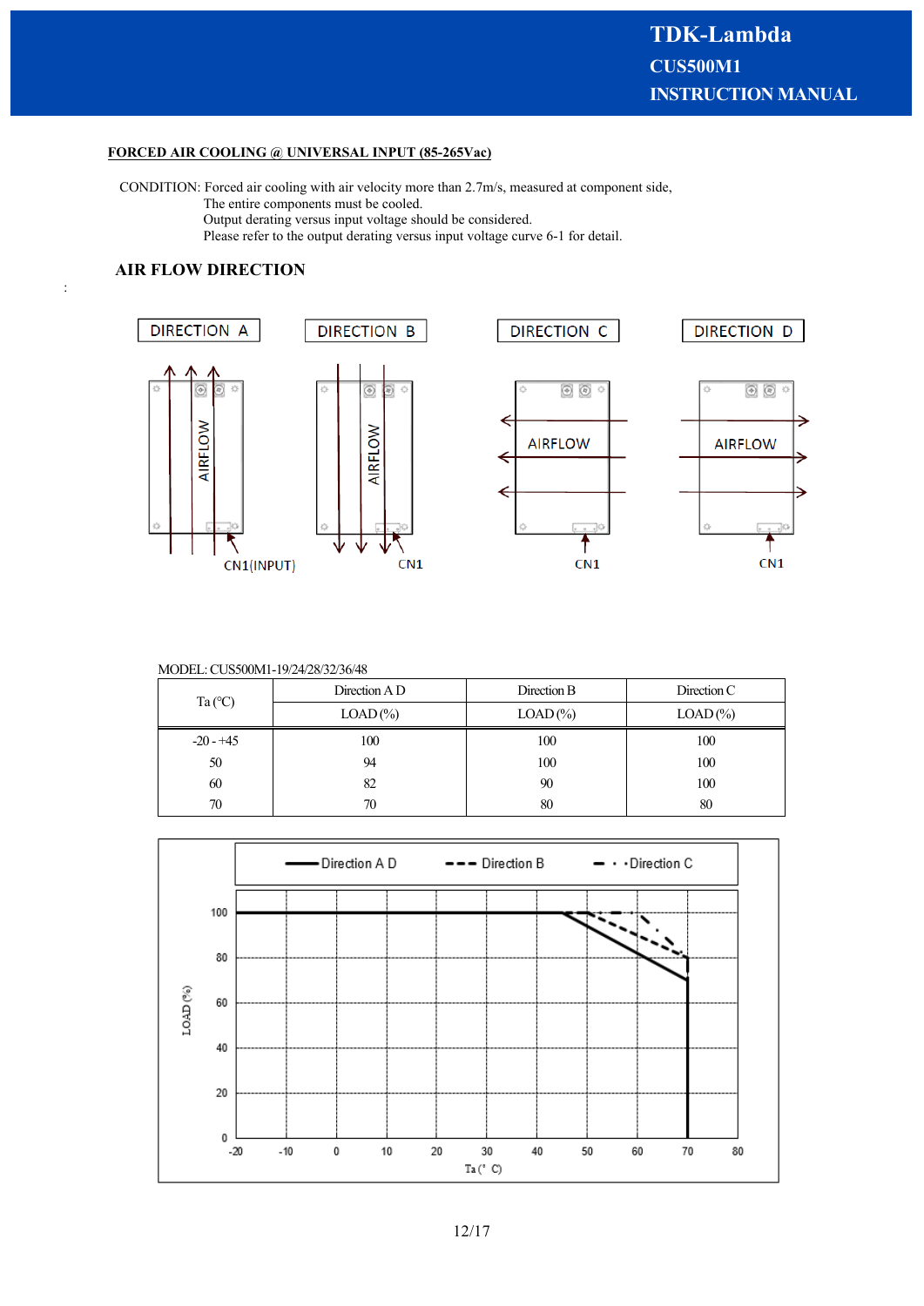**FORCED AIR COOLING @ UNIVERSAL INPUT (85-265Vac)**

CONDITION: Forced air cooling with air velocity more than 2.7m/s, measured at component side,
The entire components must be cooled.
Output derating versus input voltage should be considered.
Please refer to the output derating versus input voltage curve 6-1 for detail.

## AIR FLOW DIRECTION

DIRECTION A — AIRFLOW — CN1(INPUT)

DIRECTION B — AIRFLOW — CN1

DIRECTION C — AIRFLOW — CN1

DIRECTION D — AIRFLOW — CN1

MODEL: CUS500M1-19/24/28/32/36/48

| Ta (°C) | Direction A D | Direction B | Direction C |
|---|---|---|---|
| | LOAD (%) | LOAD (%) | LOAD (%) |
| -20 - +45 | 100 | 100 | 100 |
| 50 | 94 | 100 | 100 |
| 60 | 82 | 90 | 100 |
| 70 | 70 | 80 | 80 |

Direction A D / Direction B / Direction C

LOAD (%)

Ta (° C)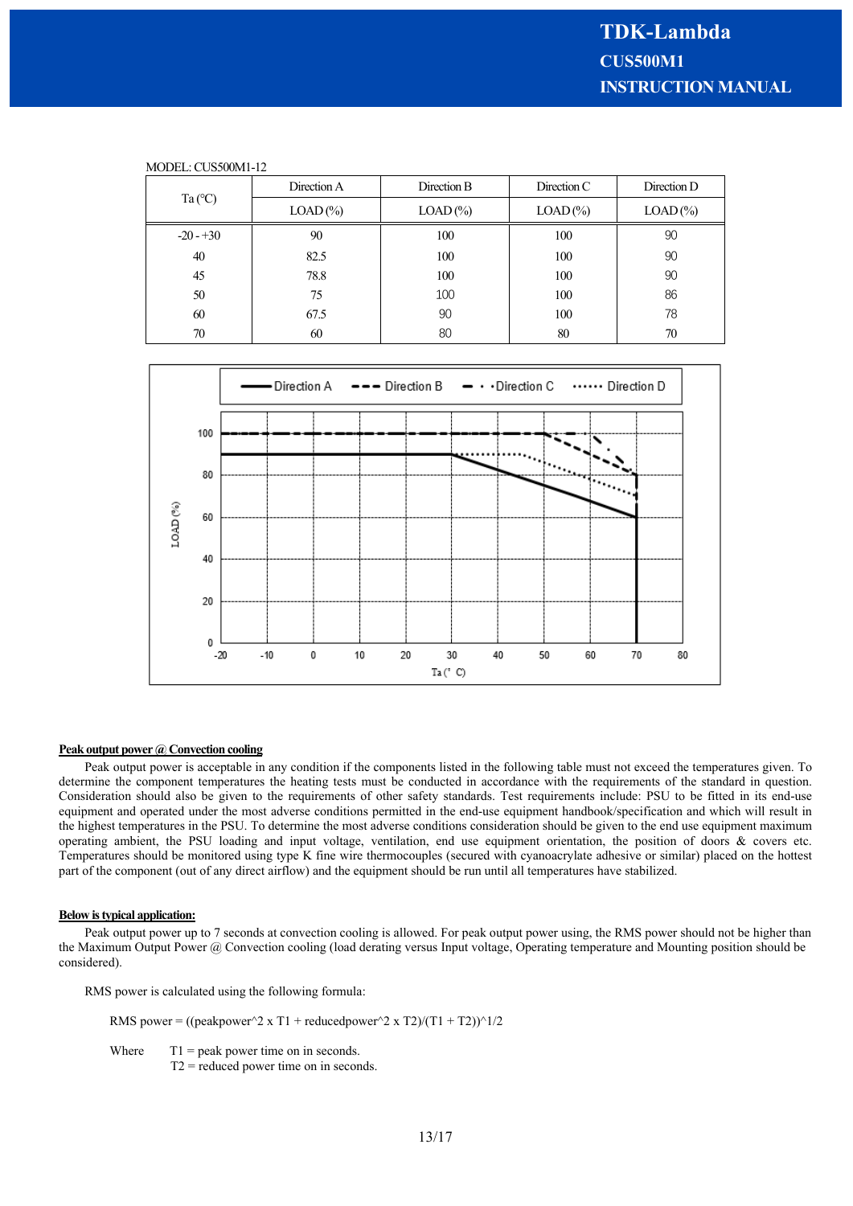MODEL: CUS500M1-12

| Ta (°C) | Direction A | Direction B | Direction C | Direction D |
|---|---|---|---|---|
| | LOAD (%) | LOAD (%) | LOAD (%) | LOAD (%) |
| -20 - +30 | 90 | 100 | 100 | 90 |
| 40 | 82.5 | 100 | 100 | 90 |
| 45 | 78.8 | 100 | 100 | 90 |
| 50 | 75 | 100 | 100 | 86 |
| 60 | 67.5 | 90 | 100 | 78 |
| 70 | 60 | 80 | 80 | 70 |

**Peak output power @ Convection cooling**

Peak output power is acceptable in any condition if the components listed in the following table must not exceed the temperatures given. To determine the component temperatures the heating tests must be conducted in accordance with the requirements of the standard in question. Consideration should also be given to the requirements of other safety standards. Test requirements include: PSU to be fitted in its end-use equipment and operated under the most adverse conditions permitted in the end-use equipment handbook/specification and which will result in the highest temperatures in the PSU. To determine the most adverse conditions consideration should be given to the end use equipment maximum operating ambient, the PSU loading and input voltage, ventilation, end use equipment orientation, the position of doors & covers etc. Temperatures should be monitored using type K fine wire thermocouples (secured with cyanoacrylate adhesive or similar) placed on the hottest part of the component (out of any direct airflow) and the equipment should be run until all temperatures have stabilized.

**Below is typical application:**

Peak output power up to 7 seconds at convection cooling is allowed. For peak output power using, the RMS power should not be higher than the Maximum Output Power @ Convection cooling (load derating versus Input voltage, Operating temperature and Mounting position should be considered).

RMS power is calculated using the following formula:

RMS power = ((peakpower^2 x T1 + reducedpower^2 x T2)/(T1 + T2))^1/2

Where T1 = peak power time on in seconds.
T2 = reduced power time on in seconds.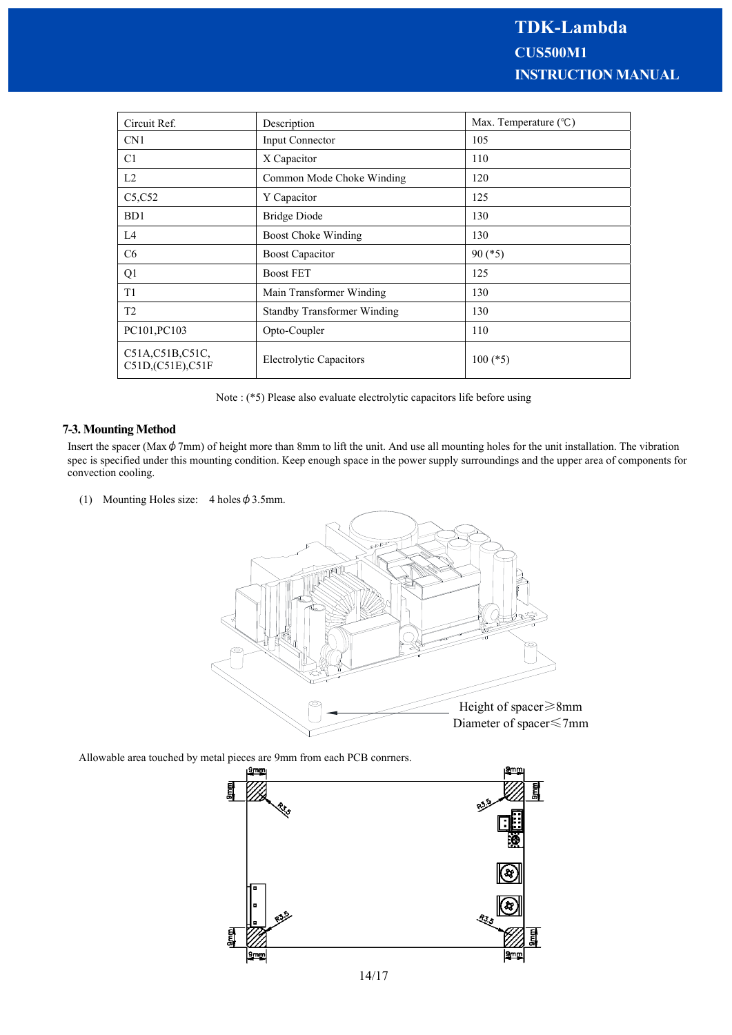| Circuit Ref. | Description | Max. Temperature (℃) |
|---|---|---|
| CN1 | Input Connector | 105 |
| C1 | X Capacitor | 110 |
| L2 | Common Mode Choke Winding | 120 |
| C5,C52 | Y Capacitor | 125 |
| BD1 | Bridge Diode | 130 |
| L4 | Boost Choke Winding | 130 |
| C6 | Boost Capacitor | 90 (*5) |
| Q1 | Boost FET | 125 |
| T1 | Main Transformer Winding | 130 |
| T2 | Standby Transformer Winding | 130 |
| PC101,PC103 | Opto-Coupler | 110 |
| C51A,C51B,C51C, C51D,(C51E),C51F | Electrolytic Capacitors | 100 (*5) |

Note : (*5) Please also evaluate electrolytic capacitors life before using

## 7-3. Mounting Method

Insert the spacer (Max ϕ 7mm) of height more than 8mm to lift the unit. And use all mounting holes for the unit installation. The vibration spec is specified under this mounting condition. Keep enough space in the power supply surroundings and the upper area of components for convection cooling.

(1) Mounting Holes size: 4 holes ϕ 3.5mm.

Height of spacer≧8mm
Diameter of spacer≦7mm

Allowable area touched by metal pieces are 9mm from each PCB conrners.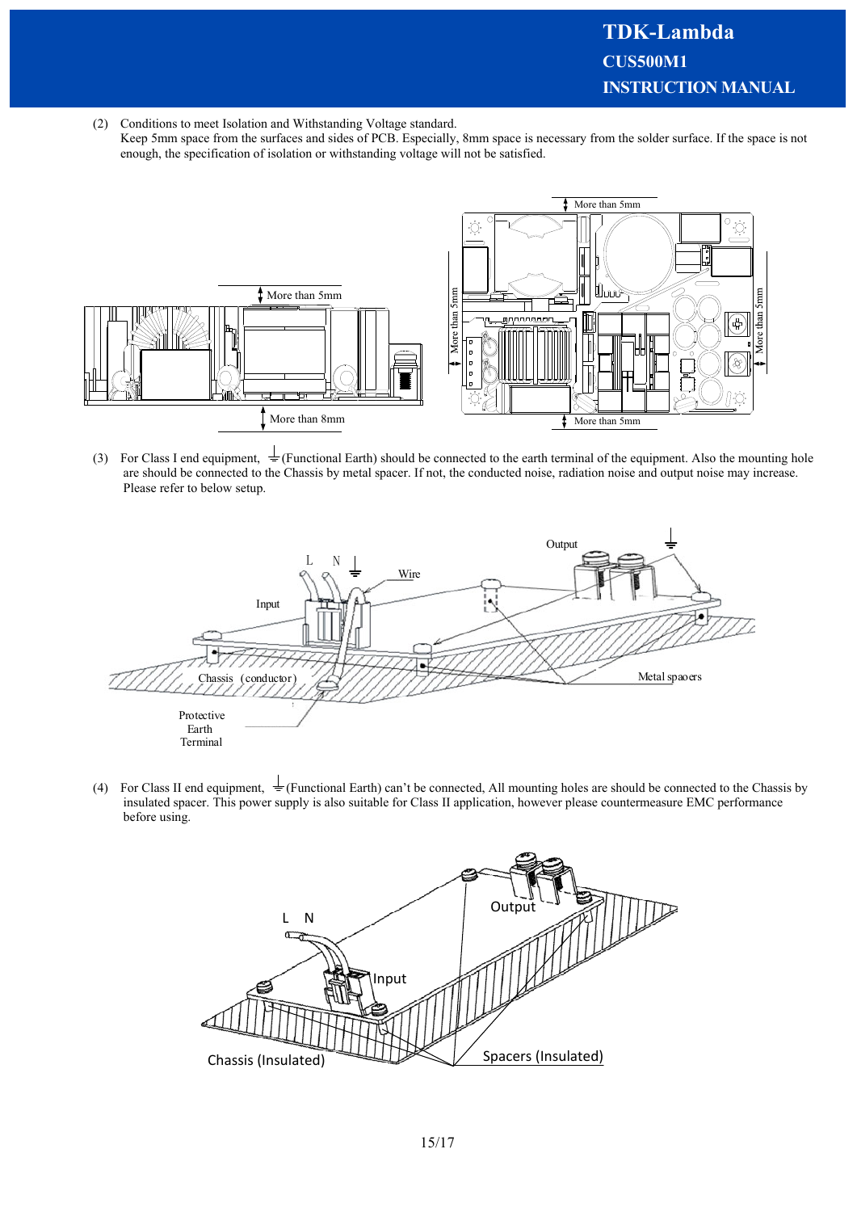(2) Conditions to meet Isolation and Withstanding Voltage standard.
Keep 5mm space from the surfaces and sides of PCB. Especially, 8mm space is necessary from the solder surface. If the space is not enough, the specification of isolation or withstanding voltage will not be satisfied.

(3) For Class I end equipment, ⏚(Functional Earth) should be connected to the earth terminal of the equipment. Also the mounting hole are should be connected to the Chassis by metal spacer. If not, the conducted noise, radiation noise and output noise may increase. Please refer to below setup.

(4) For Class II end equipment, ⏚(Functional Earth) can't be connected, All mounting holes are should be connected to the Chassis by insulated spacer. This power supply is also suitable for Class II application, however please countermeasure EMC performance before using.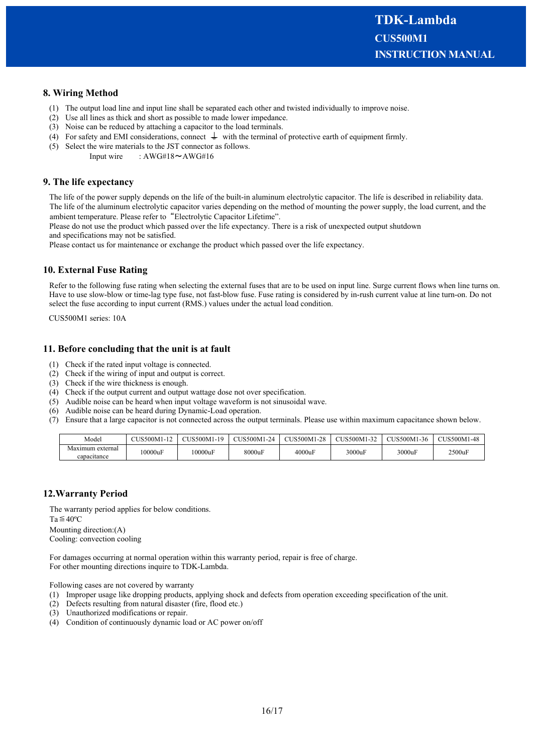## 8. Wiring Method

(1) The output load line and input line shall be separated each other and twisted individually to improve noise.
(2) Use all lines as thick and short as possible to made lower impedance.
(3) Noise can be reduced by attaching a capacitor to the load terminals.
(4) For safety and EMI considerations, connect ⏚ with the terminal of protective earth of equipment firmly.
(5) Select the wire materials to the JST connector as follows.
    Input wire : AWG#18～AWG#16

## 9. The life expectancy

The life of the power supply depends on the life of the built-in aluminum electrolytic capacitor. The life is described in reliability data. The life of the aluminum electrolytic capacitor varies depending on the method of mounting the power supply, the load current, and the ambient temperature. Please refer to "Electrolytic Capacitor Lifetime".
Please do not use the product which passed over the life expectancy. There is a risk of unexpected output shutdown and specifications may not be satisfied.
Please contact us for maintenance or exchange the product which passed over the life expectancy.

## 10. External Fuse Rating

Refer to the following fuse rating when selecting the external fuses that are to be used on input line. Surge current flows when line turns on. Have to use slow-blow or time-lag type fuse, not fast-blow fuse. Fuse rating is considered by in-rush current value at line turn-on. Do not select the fuse according to input current (RMS.) values under the actual load condition.

CUS500M1 series: 10A

## 11. Before concluding that the unit is at fault

(1) Check if the rated input voltage is connected.
(2) Check if the wiring of input and output is correct.
(3) Check if the wire thickness is enough.
(4) Check if the output current and output wattage dose not over specification.
(5) Audible noise can be heard when input voltage waveform is not sinusoidal wave.
(6) Audible noise can be heard during Dynamic-Load operation.
(7) Ensure that a large capacitor is not connected across the output terminals. Please use within maximum capacitance shown below.

| Model | CUS500M1-12 | CUS500M1-19 | CUS500M1-24 | CUS500M1-28 | CUS500M1-32 | CUS500M1-36 | CUS500M1-48 |
|---|---|---|---|---|---|---|---|
| Maximum external capacitance | 10000uF | 10000uF | 8000uF | 4000uF | 3000uF | 3000uF | 2500uF |

## 12.Warranty Period

The warranty period applies for below conditions.
Ta≦40ºC
Mounting direction:(A)
Cooling: convection cooling

For damages occurring at normal operation within this warranty period, repair is free of charge.
For other mounting directions inquire to TDK-Lambda.

Following cases are not covered by warranty
(1) Improper usage like dropping products, applying shock and defects from operation exceeding specification of the unit.
(2) Defects resulting from natural disaster (fire, flood etc.)
(3) Unauthorized modifications or repair.
(4) Condition of continuously dynamic load or AC power on/off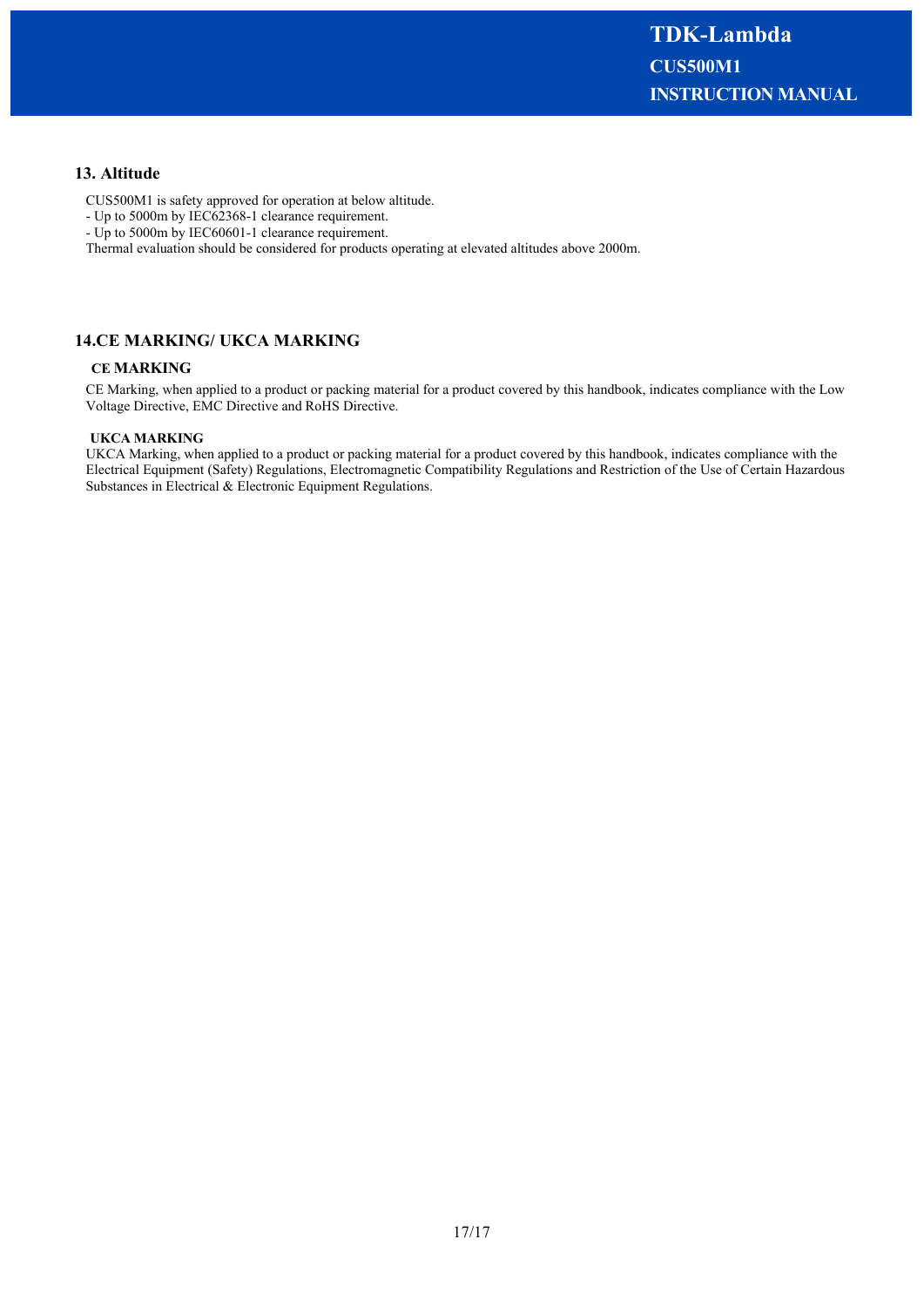## 13. Altitude

CUS500M1 is safety approved for operation at below altitude.
- Up to 5000m by IEC62368-1 clearance requirement.
- Up to 5000m by IEC60601-1 clearance requirement.

Thermal evaluation should be considered for products operating at elevated altitudes above 2000m.

## 14.CE MARKING/ UKCA MARKING

### CE MARKING

CE Marking, when applied to a product or packing material for a product covered by this handbook, indicates compliance with the Low Voltage Directive, EMC Directive and RoHS Directive.

### UKCA MARKING

UKCA Marking, when applied to a product or packing material for a product covered by this handbook, indicates compliance with the Electrical Equipment (Safety) Regulations, Electromagnetic Compatibility Regulations and Restriction of the Use of Certain Hazardous Substances in Electrical & Electronic Equipment Regulations.